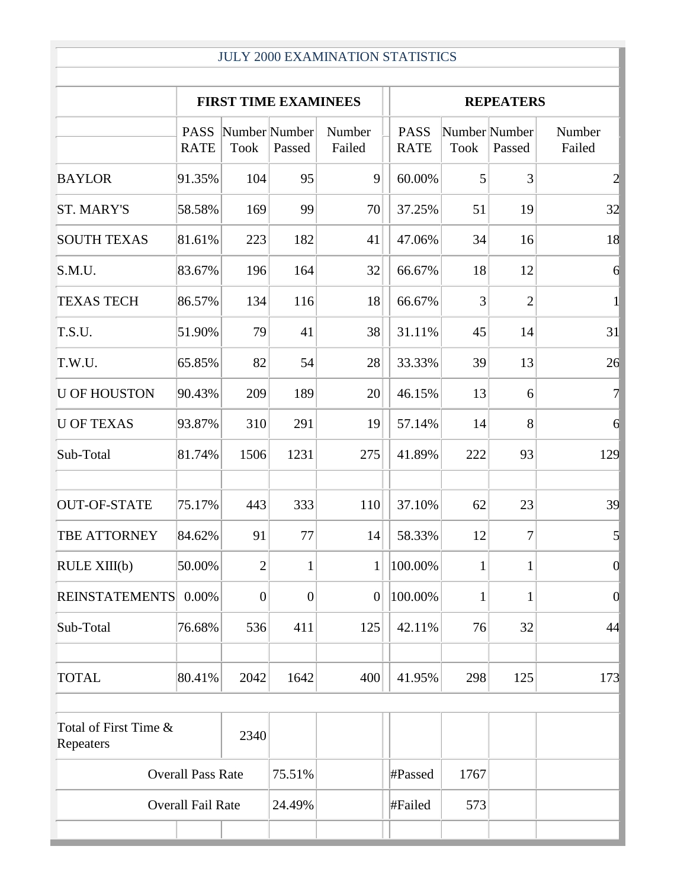# JULY 2000 EXAMINATION STATISTICS

| | FIRST TIME EXAMINEES | | | | REPEATERS | | | |
|---|---|---|---|---|---|---|---|---|
| | PASS RATE | Number Took | Number Passed | Number Failed | PASS RATE | Number Took | Number Passed | Number Failed |
| BAYLOR | 91.35% | 104 | 95 | 9 | 60.00% | 5 | 3 | 2 |
| ST. MARY'S | 58.58% | 169 | 99 | 70 | 37.25% | 51 | 19 | 32 |
| SOUTH TEXAS | 81.61% | 223 | 182 | 41 | 47.06% | 34 | 16 | 18 |
| S.M.U. | 83.67% | 196 | 164 | 32 | 66.67% | 18 | 12 | 6 |
| TEXAS TECH | 86.57% | 134 | 116 | 18 | 66.67% | 3 | 2 | 1 |
| T.S.U. | 51.90% | 79 | 41 | 38 | 31.11% | 45 | 14 | 31 |
| T.W.U. | 65.85% | 82 | 54 | 28 | 33.33% | 39 | 13 | 26 |
| U OF HOUSTON | 90.43% | 209 | 189 | 20 | 46.15% | 13 | 6 | 7 |
| U OF TEXAS | 93.87% | 310 | 291 | 19 | 57.14% | 14 | 8 | 6 |
| Sub-Total | 81.74% | 1506 | 1231 | 275 | 41.89% | 222 | 93 | 129 |
| | | | | | | | | |
| OUT-OF-STATE | 75.17% | 443 | 333 | 110 | 37.10% | 62 | 23 | 39 |
| TBE ATTORNEY | 84.62% | 91 | 77 | 14 | 58.33% | 12 | 7 | 5 |
| RULE XIII(b) | 50.00% | 2 | 1 | 1 | 100.00% | 1 | 1 | 0 |
| REINSTATEMENTS | 0.00% | 0 | 0 | 0 | 100.00% | 1 | 1 | 0 |
| Sub-Total | 76.68% | 536 | 411 | 125 | 42.11% | 76 | 32 | 44 |
| | | | | | | | | |
| TOTAL | 80.41% | 2042 | 1642 | 400 | 41.95% | 298 | 125 | 173 |
| | | | | | | | | |
| Total of First Time & Repeaters | | 2340 | | | | | | |
| Overall Pass Rate | | | 75.51% | | #Passed | 1767 | | |
| Overall Fail Rate | | | 24.49% | | #Failed | 573 | | |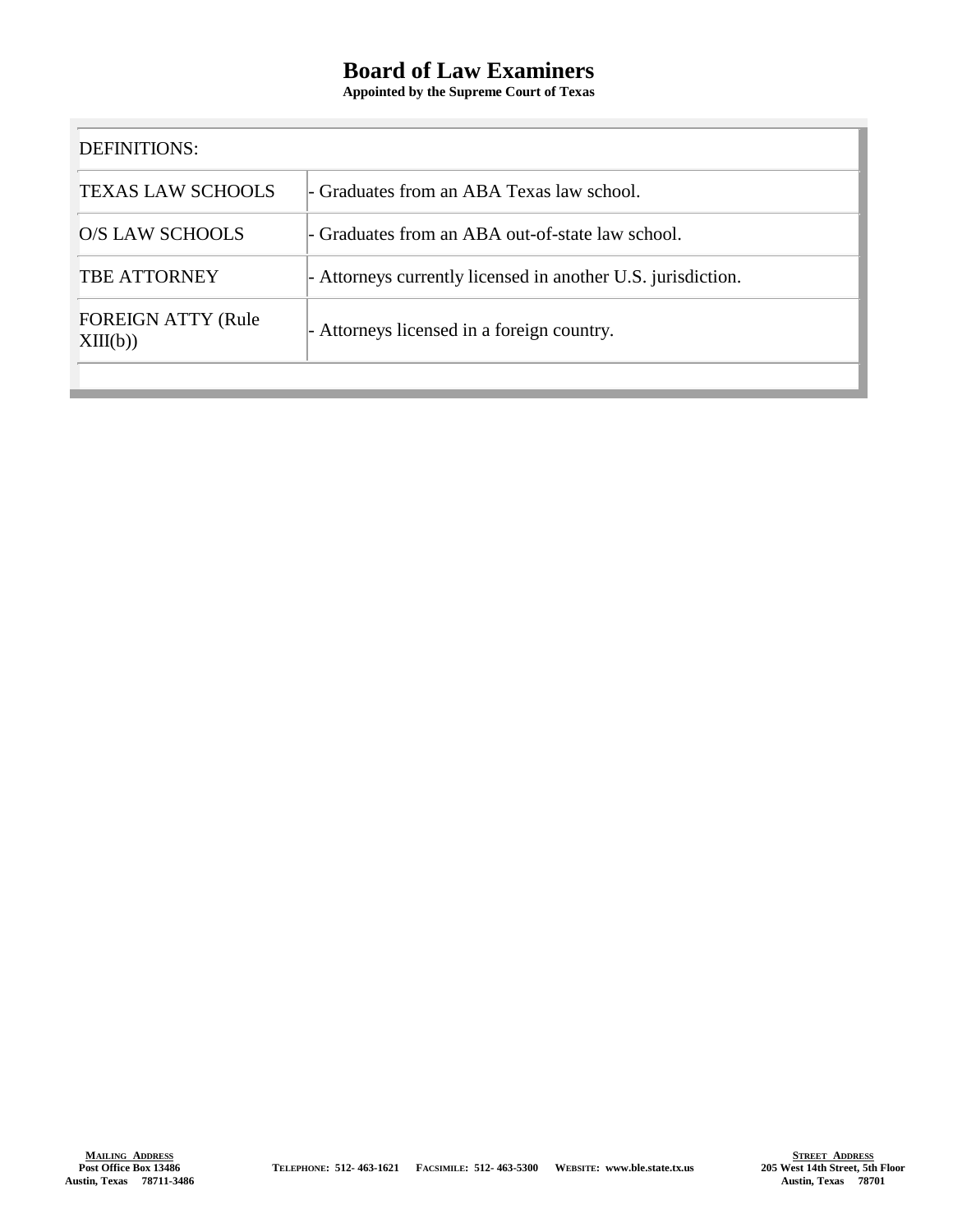| DEFINITIONS: | |
|---|---|
| TEXAS LAW SCHOOLS | - Graduates from an ABA Texas law school. |
| O/S LAW SCHOOLS | - Graduates from an ABA out-of-state law school. |
| TBE ATTORNEY | - Attorneys currently licensed in another U.S. jurisdiction. |
| FOREIGN ATTY (Rule XIII(b)) | - Attorneys licensed in a foreign country. |